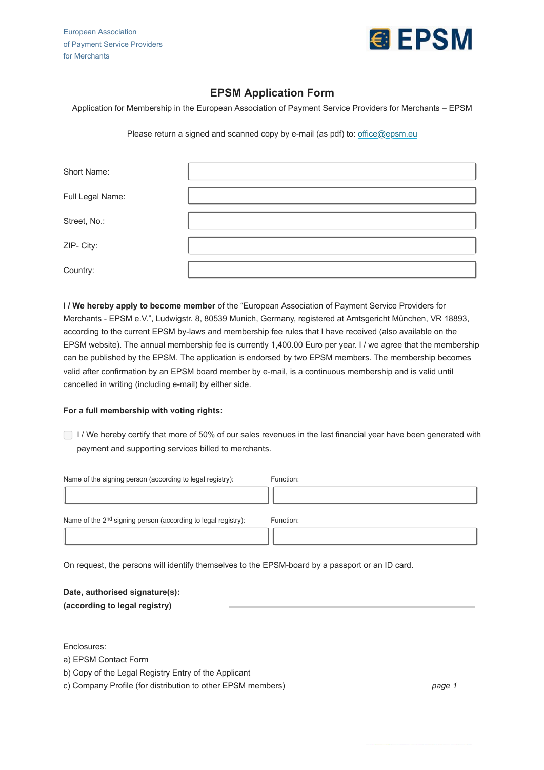European Association
of Payment Service Providers
for Merchants

EPSM

# EPSM Application Form

Application for Membership in the European Association of Payment Service Providers for Merchants – EPSM

Please return a signed and scanned copy by e-mail (as pdf) to: office@epsm.eu

| | |
|---|---|
| Short Name: | |
| Full Legal Name: | |
| Street, No.: | |
| ZIP- City: | |
| Country: | |

**I / We hereby apply to become member** of the "European Association of Payment Service Providers for Merchants - EPSM e.V.", Ludwigstr. 8, 80539 Munich, Germany, registered at Amtsgericht München, VR 18893, according to the current EPSM by-laws and membership fee rules that I have received (also available on the EPSM website). The annual membership fee is currently 1,400.00 Euro per year. I / we agree that the membership can be published by the EPSM. The application is endorsed by two EPSM members. The membership becomes valid after confirmation by an EPSM board member by e-mail, is a continuous membership and is valid until cancelled in writing (including e-mail) by either side.

**For a full membership with voting rights:**

☐ I / We hereby certify that more of 50% of our sales revenues in the last financial year have been generated with payment and supporting services billed to merchants.

| Name of the signing person (according to legal registry): | Function: |
|---|---|
| | |

| Name of the 2nd signing person (according to legal registry): | Function: |
|---|---|
| | |

On request, the persons will identify themselves to the EPSM-board by a passport or an ID card.

**Date, authorised signature(s):**
**(according to legal registry)**

Enclosures:
a) EPSM Contact Form
b) Copy of the Legal Registry Entry of the Applicant
c) Company Profile (for distribution to other EPSM members)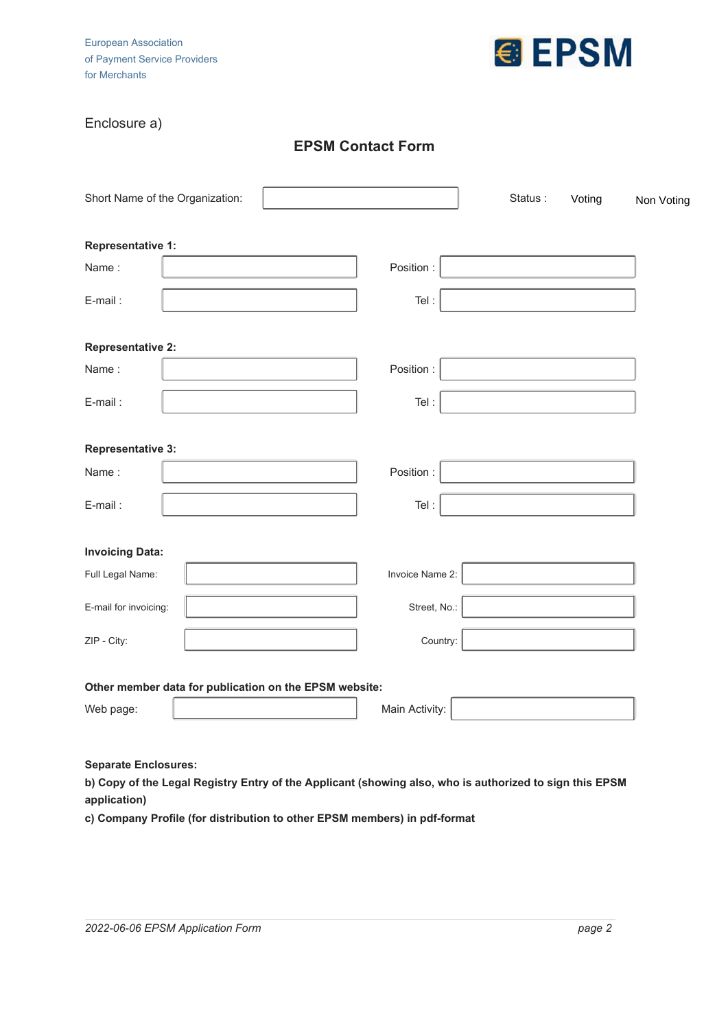European Association
of Payment Service Providers
for Merchants

EPSM

Enclosure a)

## EPSM Contact Form

| | | | | |
|---|---|---|---|---|
| Short Name of the Organization: | | Status : | Voting | Non Voting |

**Representative 1:**

| | | | |
|---|---|---|---|
| Name : | | Position : | |
| E-mail : | | Tel : | |

**Representative 2:**

| | | | |
|---|---|---|---|
| Name : | | Position : | |
| E-mail : | | Tel : | |

**Representative 3:**

| | | | |
|---|---|---|---|
| Name : | | Position : | |
| E-mail : | | Tel : | |

**Invoicing Data:**

| | | | |
|---|---|---|---|
| Full Legal Name: | | Invoice Name 2: | |
| E-mail for invoicing: | | Street, No.: | |
| ZIP - City: | | Country: | |

**Other member data for publication on the EPSM website:**

| | | | |
|---|---|---|---|
| Web page: | | Main Activity: | |

**Separate Enclosures:**

**b) Copy of the Legal Registry Entry of the Applicant (showing also, who is authorized to sign this EPSM application)**

**c) Company Profile (for distribution to other EPSM members) in pdf-format**

*2022-06-06 EPSM Application Form*